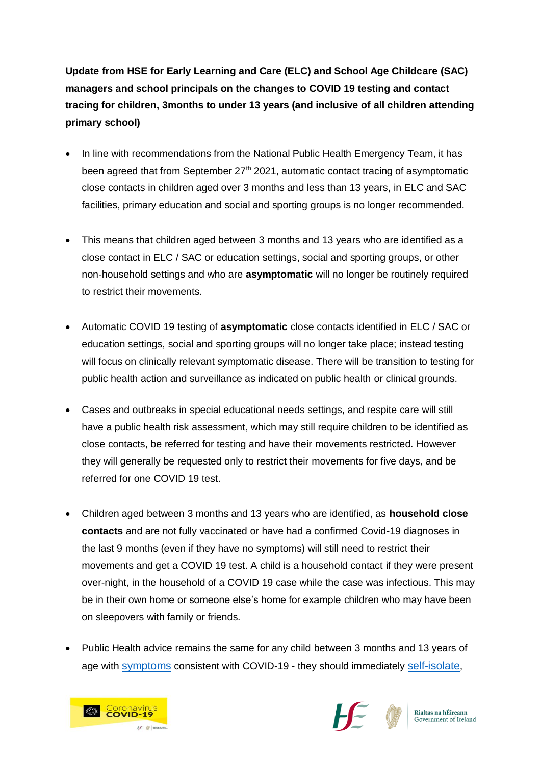**Update from HSE for Early Learning and Care (ELC) and School Age Childcare (SAC) managers and school principals on the changes to COVID 19 testing and contact tracing for children, 3months to under 13 years (and inclusive of all children attending primary school)**

- In line with recommendations from the National Public Health Emergency Team, it has been agreed that from September 27th 2021, automatic contact tracing of asymptomatic close contacts in children aged over 3 months and less than 13 years, in ELC and SAC facilities, primary education and social and sporting groups is no longer recommended.

- This means that children aged between 3 months and 13 years who are identified as a close contact in ELC / SAC or education settings, social and sporting groups, or other non-household settings and who are **asymptomatic** will no longer be routinely required to restrict their movements.

- Automatic COVID 19 testing of **asymptomatic** close contacts identified in ELC / SAC or education settings, social and sporting groups will no longer take place; instead testing will focus on clinically relevant symptomatic disease. There will be transition to testing for public health action and surveillance as indicated on public health or clinical grounds.

- Cases and outbreaks in special educational needs settings, and respite care will still have a public health risk assessment, which may still require children to be identified as close contacts, be referred for testing and have their movements restricted. However they will generally be requested only to restrict their movements for five days, and be referred for one COVID 19 test.

- Children aged between 3 months and 13 years who are identified, as **household close contacts** and are not fully vaccinated or have had a confirmed Covid-19 diagnoses in the last 9 months (even if they have no symptoms) will still need to restrict their movements and get a COVID 19 test. A child is a household contact if they were present over-night, in the household of a COVID 19 case while the case was infectious. This may be in their own home or someone else's home for example children who may have been on sleepovers with family or friends.

- Public Health advice remains the same for any child between 3 months and 13 years of age with symptoms consistent with COVID-19 - they should immediately self-isolate,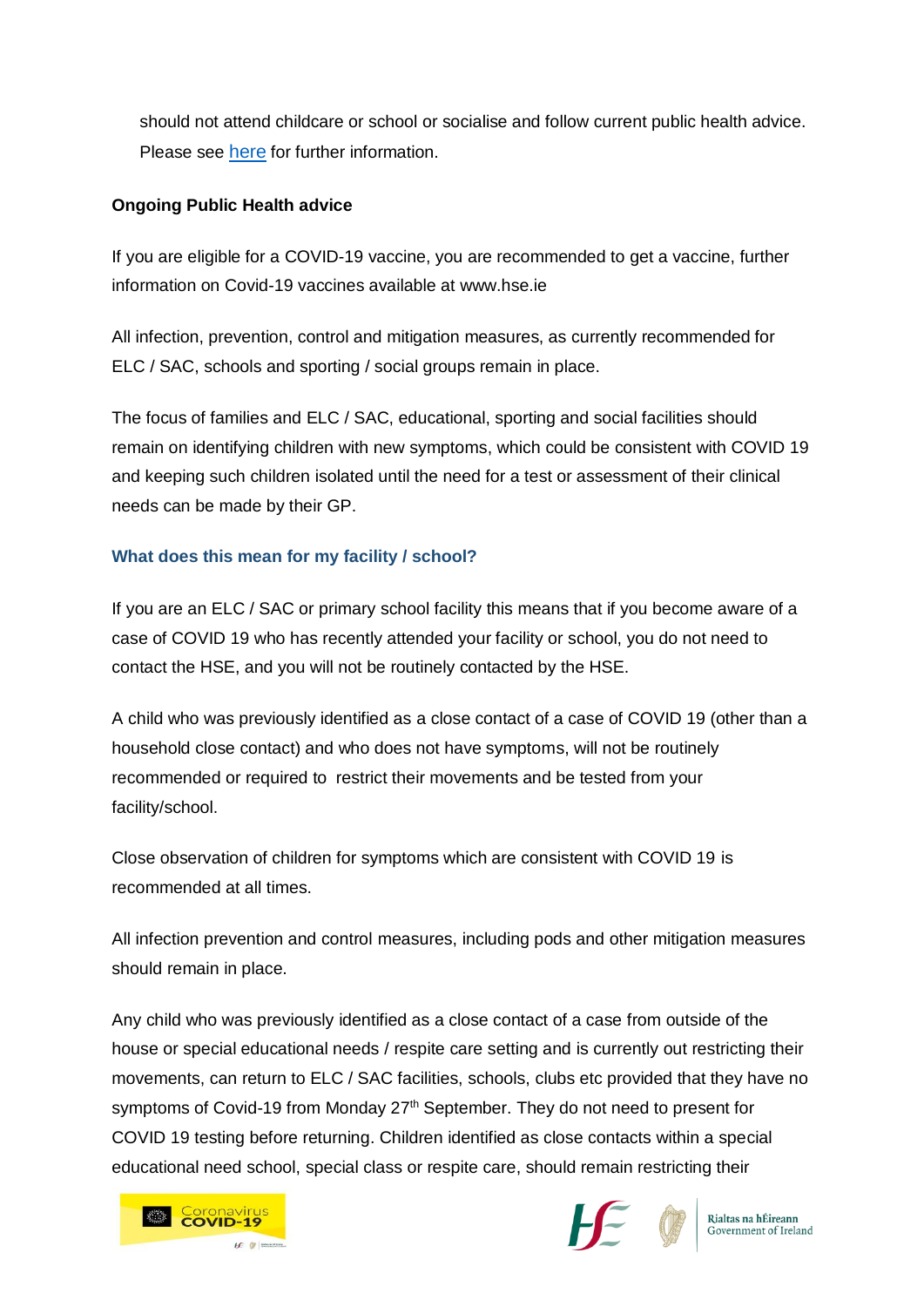should not attend childcare or school or socialise and follow current public health advice. Please see [here](#) for further information.

**Ongoing Public Health advice**

If you are eligible for a COVID-19 vaccine, you are recommended to get a vaccine, further information on Covid-19 vaccines available at www.hse.ie

All infection, prevention, control and mitigation measures, as currently recommended for ELC / SAC, schools and sporting / social groups remain in place.

The focus of families and ELC / SAC, educational, sporting and social facilities should remain on identifying children with new symptoms, which could be consistent with COVID 19 and keeping such children isolated until the need for a test or assessment of their clinical needs can be made by their GP.

### What does this mean for my facility / school?

If you are an ELC / SAC or primary school facility this means that if you become aware of a case of COVID 19 who has recently attended your facility or school, you do not need to contact the HSE, and you will not be routinely contacted by the HSE.

A child who was previously identified as a close contact of a case of COVID 19 (other than a household close contact) and who does not have symptoms, will not be routinely recommended or required to restrict their movements and be tested from your facility/school.

Close observation of children for symptoms which are consistent with COVID 19 is recommended at all times.

All infection prevention and control measures, including pods and other mitigation measures should remain in place.

Any child who was previously identified as a close contact of a case from outside of the house or special educational needs / respite care setting and is currently out restricting their movements, can return to ELC / SAC facilities, schools, clubs etc provided that they have no symptoms of Covid-19 from Monday 27th September. They do not need to present for COVID 19 testing before returning. Children identified as close contacts within a special educational need school, special class or respite care, should remain restricting their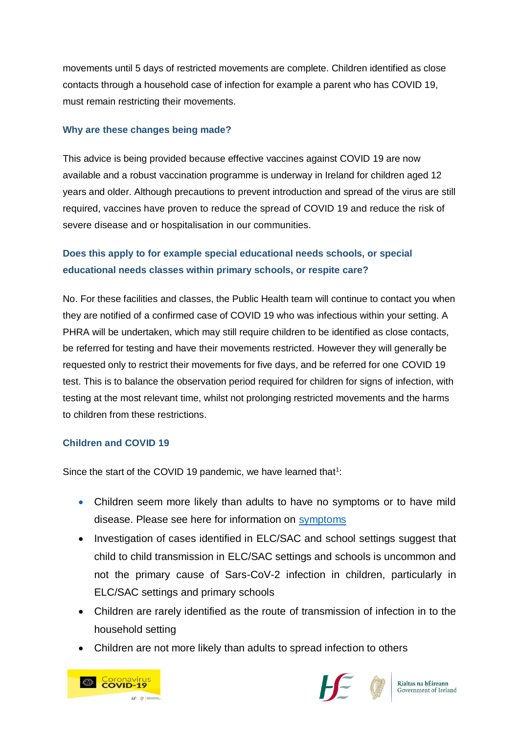movements until 5 days of restricted movements are complete. Children identified as close contacts through a household case of infection for example a parent who has COVID 19, must remain restricting their movements.

### Why are these changes being made?

This advice is being provided because effective vaccines against COVID 19 are now available and a robust vaccination programme is underway in Ireland for children aged 12 years and older. Although precautions to prevent introduction and spread of the virus are still required, vaccines have proven to reduce the spread of COVID 19 and reduce the risk of severe disease and or hospitalisation in our communities.

### Does this apply to for example special educational needs schools, or special educational needs classes within primary schools, or respite care?

No. For these facilities and classes, the Public Health team will continue to contact you when they are notified of a confirmed case of COVID 19 who was infectious within your setting. A PHRA will be undertaken, which may still require children to be identified as close contacts, be referred for testing and have their movements restricted. However they will generally be requested only to restrict their movements for five days, and be referred for one COVID 19 test. This is to balance the observation period required for children for signs of infection, with testing at the most relevant time, whilst not prolonging restricted movements and the harms to children from these restrictions.

### Children and COVID 19

Since the start of the COVID 19 pandemic, we have learned that[1]:

- Children seem more likely than adults to have no symptoms or to have mild disease. Please see here for information on [symptoms]
- Investigation of cases identified in ELC/SAC and school settings suggest that child to child transmission in ELC/SAC settings and schools is uncommon and not the primary cause of Sars-CoV-2 infection in children, particularly in ELC/SAC settings and primary schools
- Children are rarely identified as the route of transmission of infection in to the household setting
- Children are not more likely than adults to spread infection to others